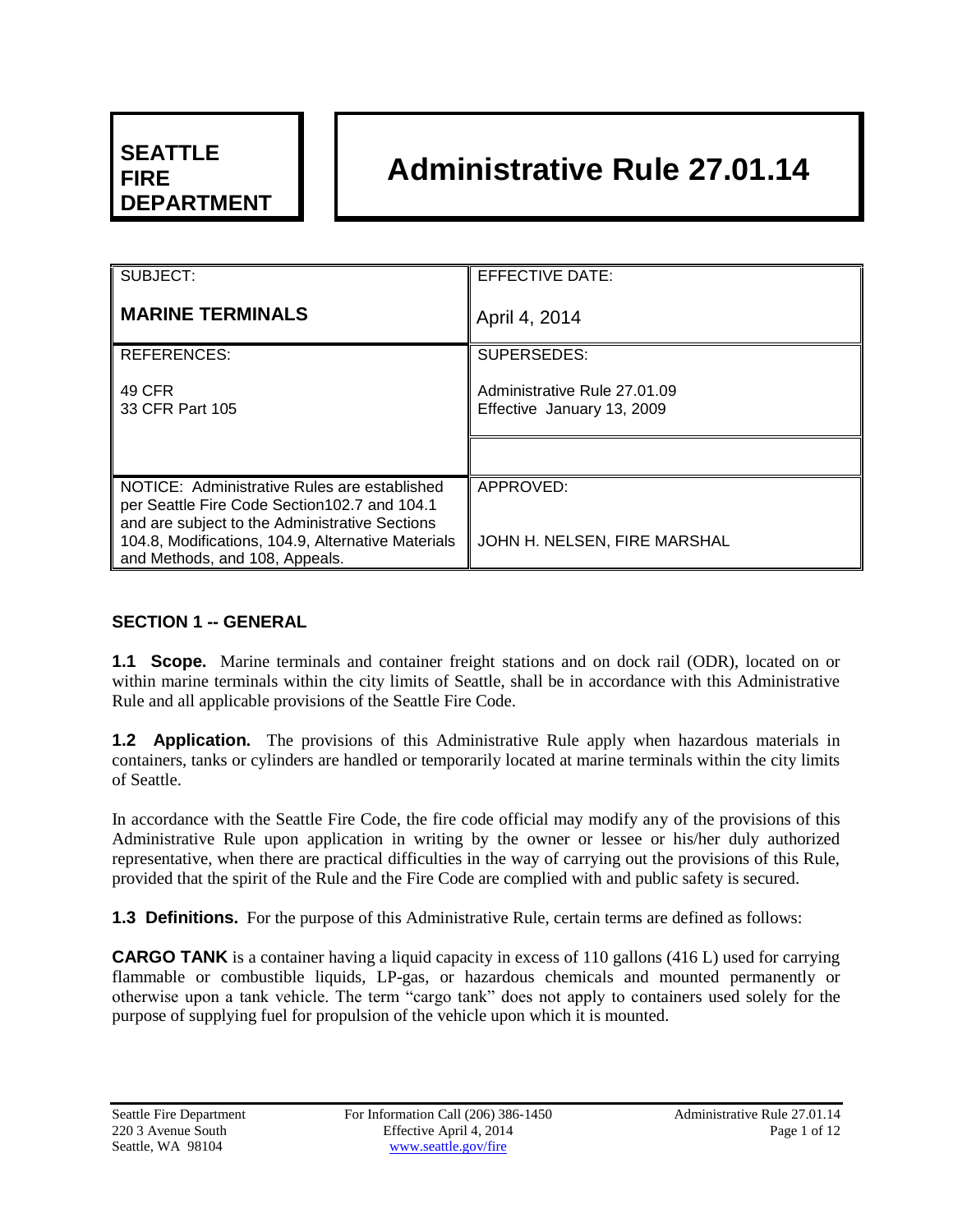**SEATTLE FIRE DEPARTMENT**

# Administrative Rule 27.01.14

| SUBJECT: | EFFECTIVE DATE: |
|---|---|
| **MARINE TERMINALS** | April 4, 2014 |
| REFERENCES: 49 CFR 33 CFR Part 105 | SUPERSEDES: Administrative Rule 27.01.09 Effective January 13, 2009 |
| NOTICE: Administrative Rules are established per Seattle Fire Code Section102.7 and 104.1 and are subject to the Administrative Sections 104.8, Modifications, 104.9, Alternative Materials and Methods, and 108, Appeals. | APPROVED: JOHN H. NELSEN, FIRE MARSHAL |

## SECTION 1 -- GENERAL

**1.1 Scope.** Marine terminals and container freight stations and on dock rail (ODR), located on or within marine terminals within the city limits of Seattle, shall be in accordance with this Administrative Rule and all applicable provisions of the Seattle Fire Code.

**1.2 Application.** The provisions of this Administrative Rule apply when hazardous materials in containers, tanks or cylinders are handled or temporarily located at marine terminals within the city limits of Seattle.

In accordance with the Seattle Fire Code, the fire code official may modify any of the provisions of this Administrative Rule upon application in writing by the owner or lessee or his/her duly authorized representative, when there are practical difficulties in the way of carrying out the provisions of this Rule, provided that the spirit of the Rule and the Fire Code are complied with and public safety is secured.

**1.3 Definitions.** For the purpose of this Administrative Rule, certain terms are defined as follows:

**CARGO TANK** is a container having a liquid capacity in excess of 110 gallons (416 L) used for carrying flammable or combustible liquids, LP-gas, or hazardous chemicals and mounted permanently or otherwise upon a tank vehicle. The term "cargo tank" does not apply to containers used solely for the purpose of supplying fuel for propulsion of the vehicle upon which it is mounted.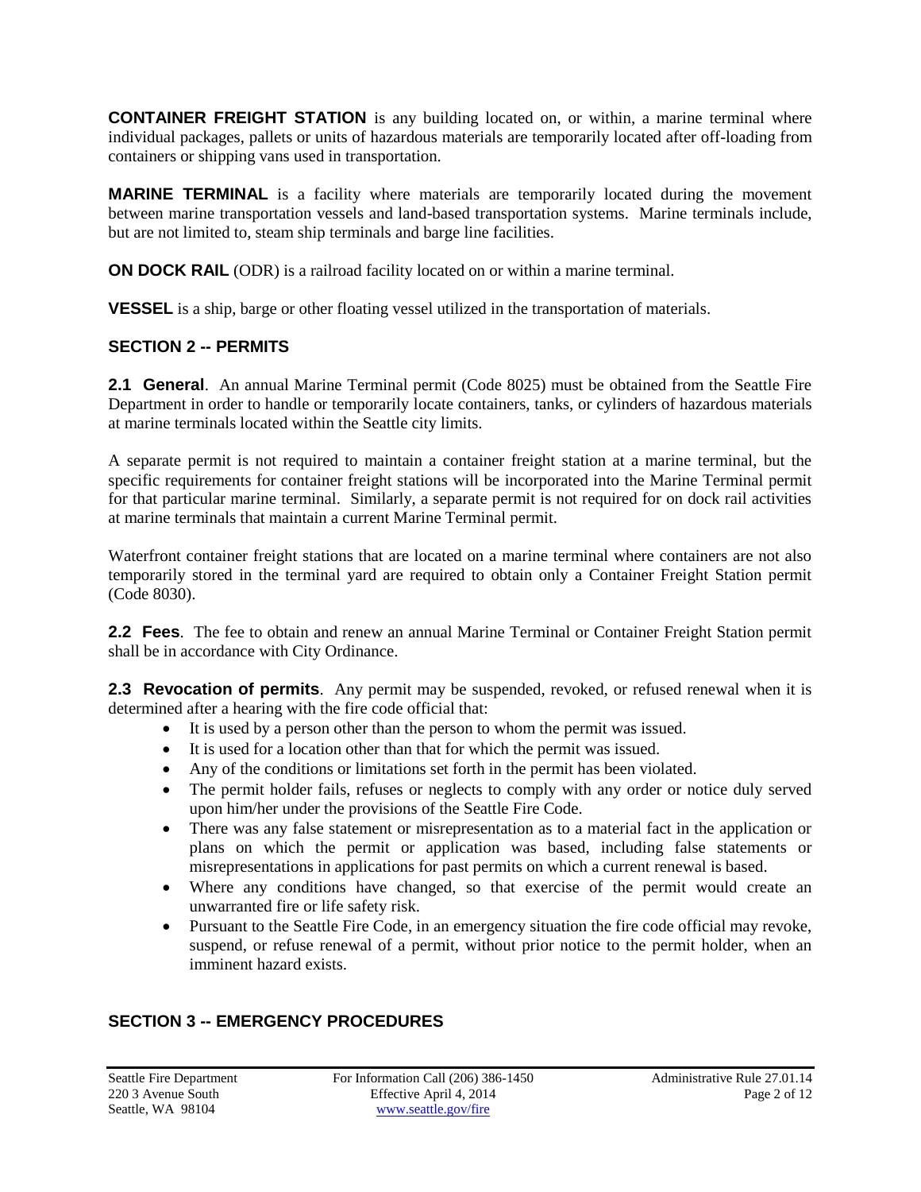**CONTAINER FREIGHT STATION** is any building located on, or within, a marine terminal where individual packages, pallets or units of hazardous materials are temporarily located after off-loading from containers or shipping vans used in transportation.

**MARINE TERMINAL** is a facility where materials are temporarily located during the movement between marine transportation vessels and land-based transportation systems. Marine terminals include, but are not limited to, steam ship terminals and barge line facilities.

**ON DOCK RAIL** (ODR) is a railroad facility located on or within a marine terminal.

**VESSEL** is a ship, barge or other floating vessel utilized in the transportation of materials.

## SECTION 2 -- PERMITS

**2.1 General**. An annual Marine Terminal permit (Code 8025) must be obtained from the Seattle Fire Department in order to handle or temporarily locate containers, tanks, or cylinders of hazardous materials at marine terminals located within the Seattle city limits.

A separate permit is not required to maintain a container freight station at a marine terminal, but the specific requirements for container freight stations will be incorporated into the Marine Terminal permit for that particular marine terminal. Similarly, a separate permit is not required for on dock rail activities at marine terminals that maintain a current Marine Terminal permit.

Waterfront container freight stations that are located on a marine terminal where containers are not also temporarily stored in the terminal yard are required to obtain only a Container Freight Station permit (Code 8030).

**2.2 Fees**. The fee to obtain and renew an annual Marine Terminal or Container Freight Station permit shall be in accordance with City Ordinance.

**2.3 Revocation of permits**. Any permit may be suspended, revoked, or refused renewal when it is determined after a hearing with the fire code official that:

- It is used by a person other than the person to whom the permit was issued.
- It is used for a location other than that for which the permit was issued.
- Any of the conditions or limitations set forth in the permit has been violated.
- The permit holder fails, refuses or neglects to comply with any order or notice duly served upon him/her under the provisions of the Seattle Fire Code.
- There was any false statement or misrepresentation as to a material fact in the application or plans on which the permit or application was based, including false statements or misrepresentations in applications for past permits on which a current renewal is based.
- Where any conditions have changed, so that exercise of the permit would create an unwarranted fire or life safety risk.
- Pursuant to the Seattle Fire Code, in an emergency situation the fire code official may revoke, suspend, or refuse renewal of a permit, without prior notice to the permit holder, when an imminent hazard exists.

## SECTION 3 -- EMERGENCY PROCEDURES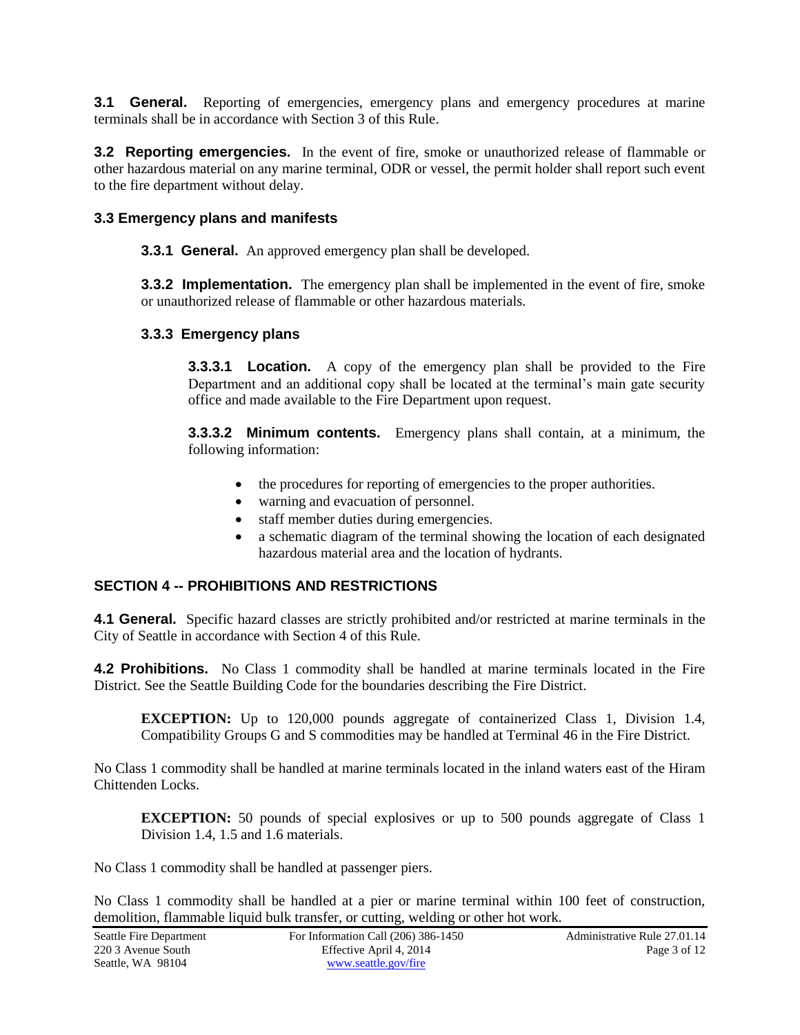**3.1 General.** Reporting of emergencies, emergency plans and emergency procedures at marine terminals shall be in accordance with Section 3 of this Rule.

**3.2 Reporting emergencies.** In the event of fire, smoke or unauthorized release of flammable or other hazardous material on any marine terminal, ODR or vessel, the permit holder shall report such event to the fire department without delay.

### 3.3 Emergency plans and manifests

**3.3.1 General.** An approved emergency plan shall be developed.

**3.3.2 Implementation.** The emergency plan shall be implemented in the event of fire, smoke or unauthorized release of flammable or other hazardous materials.

#### 3.3.3 Emergency plans

**3.3.3.1 Location.** A copy of the emergency plan shall be provided to the Fire Department and an additional copy shall be located at the terminal's main gate security office and made available to the Fire Department upon request.

**3.3.3.2 Minimum contents.** Emergency plans shall contain, at a minimum, the following information:

- the procedures for reporting of emergencies to the proper authorities.
- warning and evacuation of personnel.
- staff member duties during emergencies.
- a schematic diagram of the terminal showing the location of each designated hazardous material area and the location of hydrants.

## SECTION 4 -- PROHIBITIONS AND RESTRICTIONS

**4.1 General.** Specific hazard classes are strictly prohibited and/or restricted at marine terminals in the City of Seattle in accordance with Section 4 of this Rule.

**4.2 Prohibitions.** No Class 1 commodity shall be handled at marine terminals located in the Fire District. See the Seattle Building Code for the boundaries describing the Fire District.

> **EXCEPTION:** Up to 120,000 pounds aggregate of containerized Class 1, Division 1.4, Compatibility Groups G and S commodities may be handled at Terminal 46 in the Fire District.

No Class 1 commodity shall be handled at marine terminals located in the inland waters east of the Hiram Chittenden Locks.

> **EXCEPTION:** 50 pounds of special explosives or up to 500 pounds aggregate of Class 1 Division 1.4, 1.5 and 1.6 materials.

No Class 1 commodity shall be handled at passenger piers.

No Class 1 commodity shall be handled at a pier or marine terminal within 100 feet of construction, demolition, flammable liquid bulk transfer, or cutting, welding or other hot work.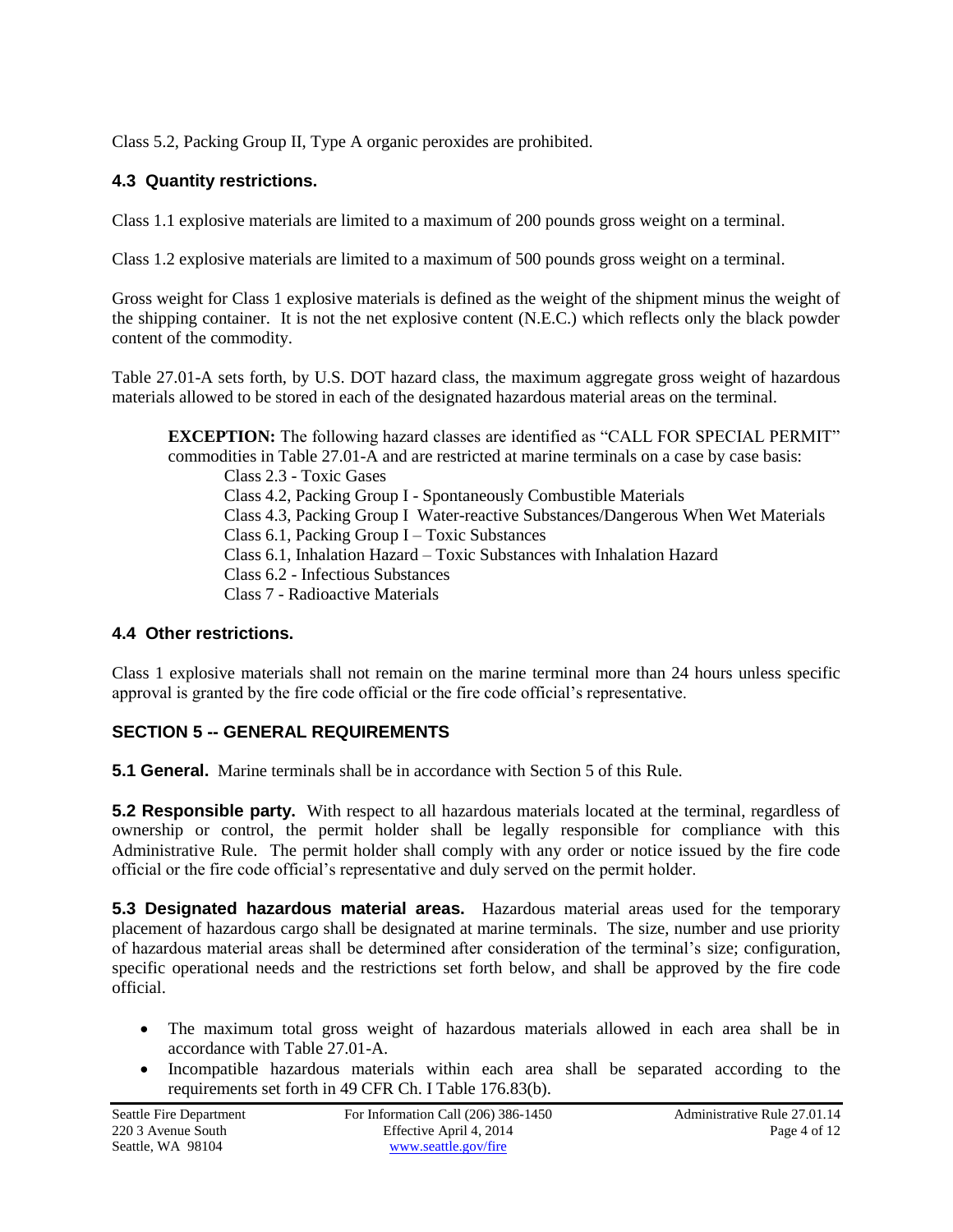Class 5.2, Packing Group II, Type A organic peroxides are prohibited.

### 4.3 Quantity restrictions.

Class 1.1 explosive materials are limited to a maximum of 200 pounds gross weight on a terminal.

Class 1.2 explosive materials are limited to a maximum of 500 pounds gross weight on a terminal.

Gross weight for Class 1 explosive materials is defined as the weight of the shipment minus the weight of the shipping container. It is not the net explosive content (N.E.C.) which reflects only the black powder content of the commodity.

Table 27.01-A sets forth, by U.S. DOT hazard class, the maximum aggregate gross weight of hazardous materials allowed to be stored in each of the designated hazardous material areas on the terminal.

> **EXCEPTION:** The following hazard classes are identified as "CALL FOR SPECIAL PERMIT" commodities in Table 27.01-A and are restricted at marine terminals on a case by case basis:
>
> Class 2.3 - Toxic Gases
> Class 4.2, Packing Group I - Spontaneously Combustible Materials
> Class 4.3, Packing Group I Water-reactive Substances/Dangerous When Wet Materials
> Class 6.1, Packing Group I – Toxic Substances
> Class 6.1, Inhalation Hazard – Toxic Substances with Inhalation Hazard
> Class 6.2 - Infectious Substances
> Class 7 - Radioactive Materials

### 4.4 Other restrictions.

Class 1 explosive materials shall not remain on the marine terminal more than 24 hours unless specific approval is granted by the fire code official or the fire code official's representative.

## SECTION 5 -- GENERAL REQUIREMENTS

**5.1 General.** Marine terminals shall be in accordance with Section 5 of this Rule.

**5.2 Responsible party.** With respect to all hazardous materials located at the terminal, regardless of ownership or control, the permit holder shall be legally responsible for compliance with this Administrative Rule. The permit holder shall comply with any order or notice issued by the fire code official or the fire code official's representative and duly served on the permit holder.

**5.3 Designated hazardous material areas.** Hazardous material areas used for the temporary placement of hazardous cargo shall be designated at marine terminals. The size, number and use priority of hazardous material areas shall be determined after consideration of the terminal's size; configuration, specific operational needs and the restrictions set forth below, and shall be approved by the fire code official.

- The maximum total gross weight of hazardous materials allowed in each area shall be in accordance with Table 27.01-A.
- Incompatible hazardous materials within each area shall be separated according to the requirements set forth in 49 CFR Ch. I Table 176.83(b).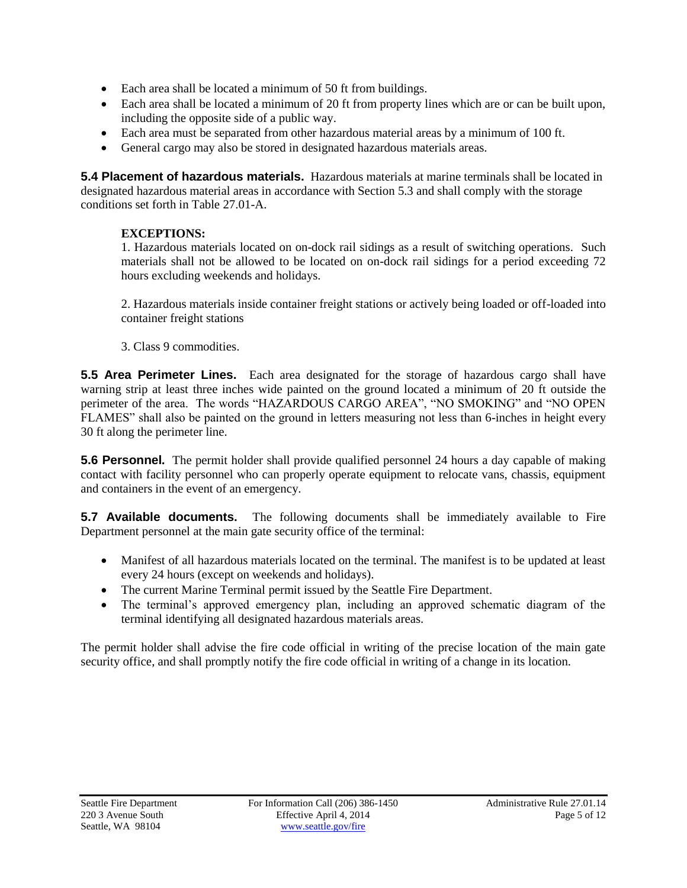- Each area shall be located a minimum of 50 ft from buildings.
- Each area shall be located a minimum of 20 ft from property lines which are or can be built upon, including the opposite side of a public way.
- Each area must be separated from other hazardous material areas by a minimum of 100 ft.
- General cargo may also be stored in designated hazardous materials areas.

**5.4 Placement of hazardous materials.** Hazardous materials at marine terminals shall be located in designated hazardous material areas in accordance with Section 5.3 and shall comply with the storage conditions set forth in Table 27.01-A.

> **EXCEPTIONS:**
>
> 1. Hazardous materials located on on-dock rail sidings as a result of switching operations. Such materials shall not be allowed to be located on on-dock rail sidings for a period exceeding 72 hours excluding weekends and holidays.
>
> 2. Hazardous materials inside container freight stations or actively being loaded or off-loaded into container freight stations
>
> 3. Class 9 commodities.

**5.5 Area Perimeter Lines.** Each area designated for the storage of hazardous cargo shall have warning strip at least three inches wide painted on the ground located a minimum of 20 ft outside the perimeter of the area. The words "HAZARDOUS CARGO AREA", "NO SMOKING" and "NO OPEN FLAMES" shall also be painted on the ground in letters measuring not less than 6-inches in height every 30 ft along the perimeter line.

**5.6 Personnel.** The permit holder shall provide qualified personnel 24 hours a day capable of making contact with facility personnel who can properly operate equipment to relocate vans, chassis, equipment and containers in the event of an emergency.

**5.7 Available documents.** The following documents shall be immediately available to Fire Department personnel at the main gate security office of the terminal:

- Manifest of all hazardous materials located on the terminal. The manifest is to be updated at least every 24 hours (except on weekends and holidays).
- The current Marine Terminal permit issued by the Seattle Fire Department.
- The terminal's approved emergency plan, including an approved schematic diagram of the terminal identifying all designated hazardous materials areas.

The permit holder shall advise the fire code official in writing of the precise location of the main gate security office, and shall promptly notify the fire code official in writing of a change in its location.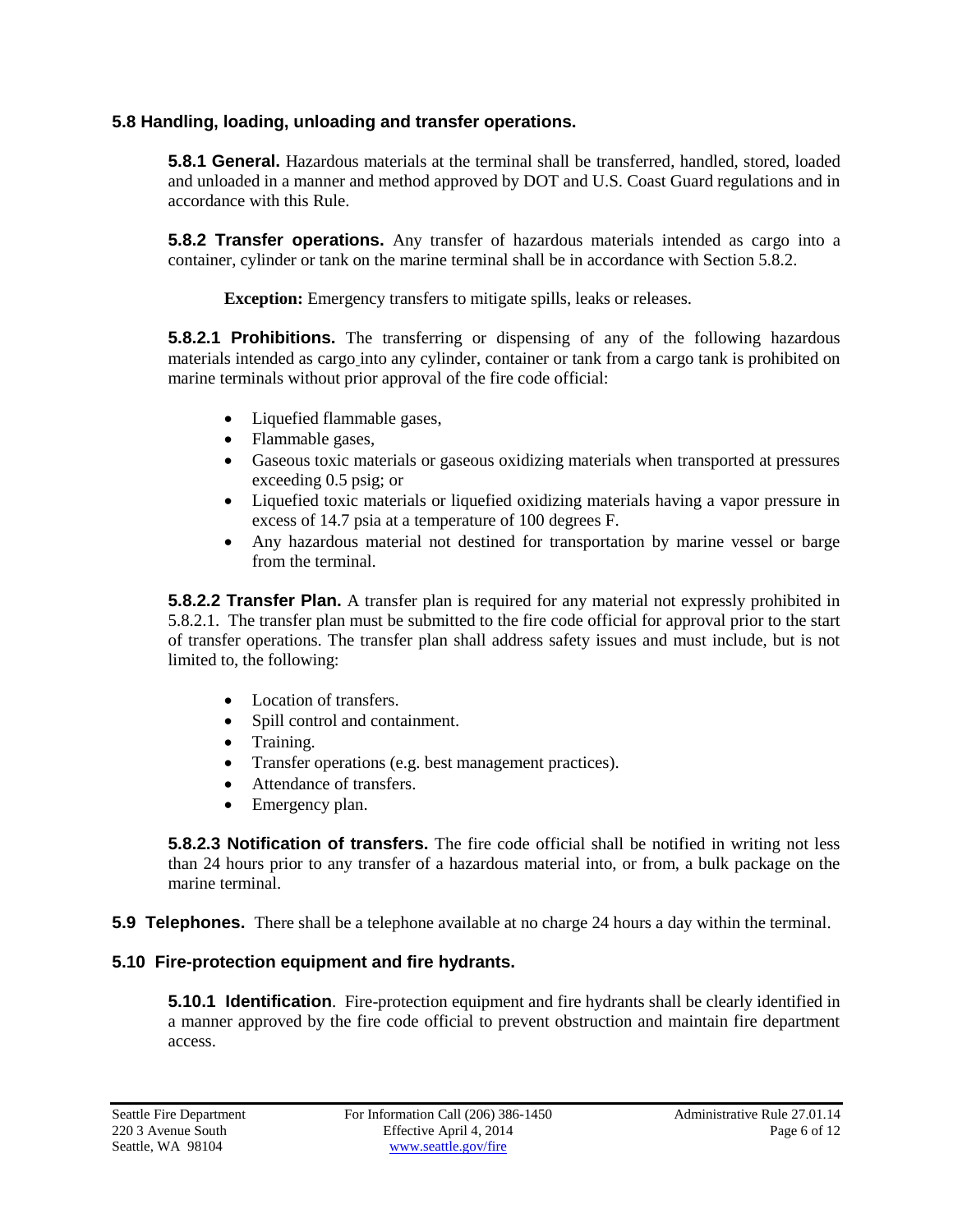## 5.8 Handling, loading, unloading and transfer operations.

**5.8.1 General.** Hazardous materials at the terminal shall be transferred, handled, stored, loaded and unloaded in a manner and method approved by DOT and U.S. Coast Guard regulations and in accordance with this Rule.

**5.8.2 Transfer operations.** Any transfer of hazardous materials intended as cargo into a container, cylinder or tank on the marine terminal shall be in accordance with Section 5.8.2.

**Exception:** Emergency transfers to mitigate spills, leaks or releases.

**5.8.2.1 Prohibitions.** The transferring or dispensing of any of the following hazardous materials intended as cargo into any cylinder, container or tank from a cargo tank is prohibited on marine terminals without prior approval of the fire code official:

- Liquefied flammable gases,
- Flammable gases,
- Gaseous toxic materials or gaseous oxidizing materials when transported at pressures exceeding 0.5 psig; or
- Liquefied toxic materials or liquefied oxidizing materials having a vapor pressure in excess of 14.7 psia at a temperature of 100 degrees F.
- Any hazardous material not destined for transportation by marine vessel or barge from the terminal.

**5.8.2.2 Transfer Plan.** A transfer plan is required for any material not expressly prohibited in 5.8.2.1. The transfer plan must be submitted to the fire code official for approval prior to the start of transfer operations. The transfer plan shall address safety issues and must include, but is not limited to, the following:

- Location of transfers.
- Spill control and containment.
- Training.
- Transfer operations (e.g. best management practices).
- Attendance of transfers.
- Emergency plan.

**5.8.2.3 Notification of transfers.** The fire code official shall be notified in writing not less than 24 hours prior to any transfer of a hazardous material into, or from, a bulk package on the marine terminal.

**5.9 Telephones.** There shall be a telephone available at no charge 24 hours a day within the terminal.

## 5.10 Fire-protection equipment and fire hydrants.

**5.10.1 Identification**. Fire-protection equipment and fire hydrants shall be clearly identified in a manner approved by the fire code official to prevent obstruction and maintain fire department access.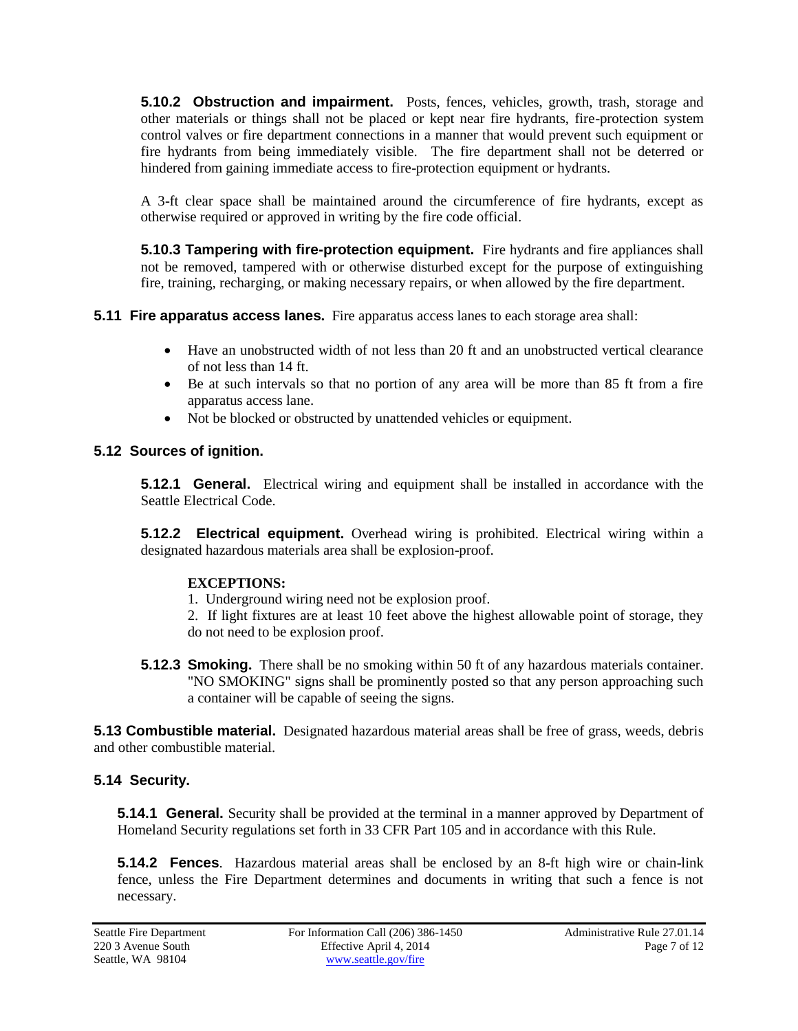**5.10.2 Obstruction and impairment.** Posts, fences, vehicles, growth, trash, storage and other materials or things shall not be placed or kept near fire hydrants, fire-protection system control valves or fire department connections in a manner that would prevent such equipment or fire hydrants from being immediately visible. The fire department shall not be deterred or hindered from gaining immediate access to fire-protection equipment or hydrants.

A 3-ft clear space shall be maintained around the circumference of fire hydrants, except as otherwise required or approved in writing by the fire code official.

**5.10.3 Tampering with fire-protection equipment.** Fire hydrants and fire appliances shall not be removed, tampered with or otherwise disturbed except for the purpose of extinguishing fire, training, recharging, or making necessary repairs, or when allowed by the fire department.

**5.11 Fire apparatus access lanes.** Fire apparatus access lanes to each storage area shall:

- Have an unobstructed width of not less than 20 ft and an unobstructed vertical clearance of not less than 14 ft.
- Be at such intervals so that no portion of any area will be more than 85 ft from a fire apparatus access lane.
- Not be blocked or obstructed by unattended vehicles or equipment.

**5.12 Sources of ignition.**

**5.12.1 General.** Electrical wiring and equipment shall be installed in accordance with the Seattle Electrical Code.

**5.12.2 Electrical equipment.** Overhead wiring is prohibited. Electrical wiring within a designated hazardous materials area shall be explosion-proof.

**EXCEPTIONS:**
1. Underground wiring need not be explosion proof.
2. If light fixtures are at least 10 feet above the highest allowable point of storage, they do not need to be explosion proof.

**5.12.3 Smoking.** There shall be no smoking within 50 ft of any hazardous materials container. "NO SMOKING" signs shall be prominently posted so that any person approaching such a container will be capable of seeing the signs.

**5.13 Combustible material.** Designated hazardous material areas shall be free of grass, weeds, debris and other combustible material.

**5.14 Security.**

**5.14.1 General.** Security shall be provided at the terminal in a manner approved by Department of Homeland Security regulations set forth in 33 CFR Part 105 and in accordance with this Rule.

**5.14.2 Fences**. Hazardous material areas shall be enclosed by an 8-ft high wire or chain-link fence, unless the Fire Department determines and documents in writing that such a fence is not necessary.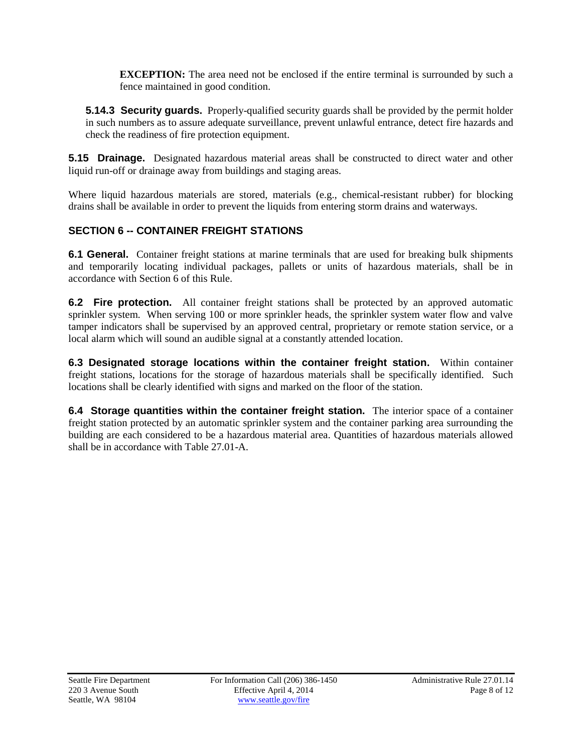**EXCEPTION:** The area need not be enclosed if the entire terminal is surrounded by such a fence maintained in good condition.

**5.14.3 Security guards.** Properly-qualified security guards shall be provided by the permit holder in such numbers as to assure adequate surveillance, prevent unlawful entrance, detect fire hazards and check the readiness of fire protection equipment.

**5.15 Drainage.** Designated hazardous material areas shall be constructed to direct water and other liquid run-off or drainage away from buildings and staging areas.

Where liquid hazardous materials are stored, materials (e.g., chemical-resistant rubber) for blocking drains shall be available in order to prevent the liquids from entering storm drains and waterways.

## SECTION 6 -- CONTAINER FREIGHT STATIONS

**6.1 General.** Container freight stations at marine terminals that are used for breaking bulk shipments and temporarily locating individual packages, pallets or units of hazardous materials, shall be in accordance with Section 6 of this Rule.

**6.2 Fire protection.** All container freight stations shall be protected by an approved automatic sprinkler system. When serving 100 or more sprinkler heads, the sprinkler system water flow and valve tamper indicators shall be supervised by an approved central, proprietary or remote station service, or a local alarm which will sound an audible signal at a constantly attended location.

**6.3 Designated storage locations within the container freight station.** Within container freight stations, locations for the storage of hazardous materials shall be specifically identified. Such locations shall be clearly identified with signs and marked on the floor of the station.

**6.4 Storage quantities within the container freight station.** The interior space of a container freight station protected by an automatic sprinkler system and the container parking area surrounding the building are each considered to be a hazardous material area. Quantities of hazardous materials allowed shall be in accordance with Table 27.01-A.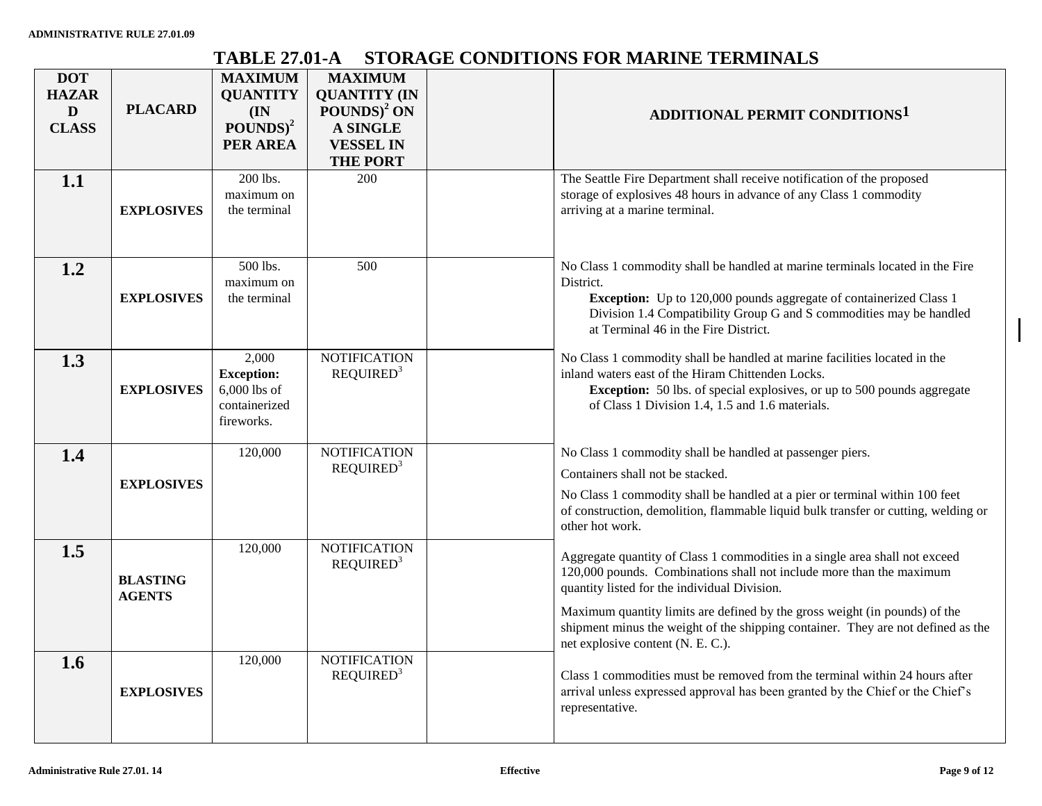# TABLE 27.01-A STORAGE CONDITIONS FOR MARINE TERMINALS

| DOT HAZARD CLASS | PLACARD | MAXIMUM QUANTITY (IN POUNDS)[2] PER AREA | MAXIMUM QUANTITY (IN POUNDS)[2] ON A SINGLE VESSEL IN THE PORT | | ADDITIONAL PERMIT CONDITIONS[1] |
|---|---|---|---|---|---|
| **1.1** | **EXPLOSIVES** | 200 lbs. maximum on the terminal | 200 | | The Seattle Fire Department shall receive notification of the proposed storage of explosives 48 hours in advance of any Class 1 commodity arriving at a marine terminal. |
| **1.2** | **EXPLOSIVES** | 500 lbs. maximum on the terminal | 500 | | No Class 1 commodity shall be handled at marine terminals located in the Fire District. **Exception:** Up to 120,000 pounds aggregate of containerized Class 1 Division 1.4 Compatibility Group G and S commodities may be handled at Terminal 46 in the Fire District. |
| **1.3** | **EXPLOSIVES** | 2,000 **Exception:** 6,000 lbs of containerized fireworks. | NOTIFICATION REQUIRED[3] | | No Class 1 commodity shall be handled at marine facilities located in the inland waters east of the Hiram Chittenden Locks. **Exception:** 50 lbs. of special explosives, or up to 500 pounds aggregate of Class 1 Division 1.4, 1.5 and 1.6 materials. |
| **1.4** | **EXPLOSIVES** | 120,000 | NOTIFICATION REQUIRED[3] | | No Class 1 commodity shall be handled at passenger piers. Containers shall not be stacked. No Class 1 commodity shall be handled at a pier or terminal within 100 feet of construction, demolition, flammable liquid bulk transfer or cutting, welding or other hot work. |
| **1.5** | **BLASTING AGENTS** | 120,000 | NOTIFICATION REQUIRED[3] | | Aggregate quantity of Class 1 commodities in a single area shall not exceed 120,000 pounds. Combinations shall not include more than the maximum quantity listed for the individual Division. Maximum quantity limits are defined by the gross weight (in pounds) of the shipment minus the weight of the shipping container. They are not defined as the net explosive content (N. E. C.). |
| **1.6** | **EXPLOSIVES** | 120,000 | NOTIFICATION REQUIRED[3] | | Class 1 commodities must be removed from the terminal within 24 hours after arrival unless expressed approval has been granted by the Chief or the Chief's representative. |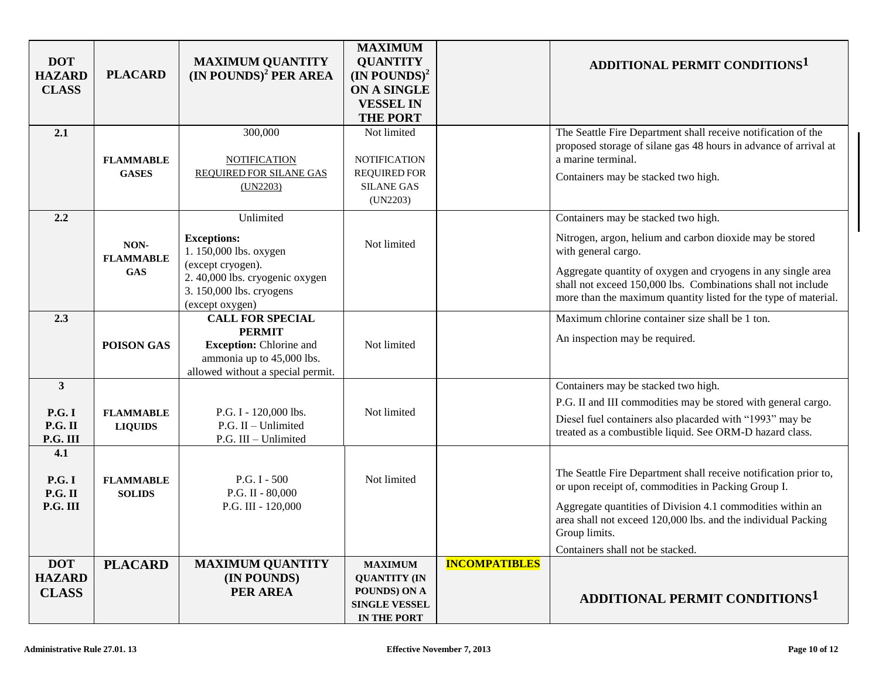| DOT HAZARD CLASS | PLACARD | MAXIMUM QUANTITY (IN POUNDS)[2] PER AREA | MAXIMUM QUANTITY (IN POUNDS)[2] ON A SINGLE VESSEL IN THE PORT | | ADDITIONAL PERMIT CONDITIONS[1] |
|---|---|---|---|---|---|
| 2.1 | FLAMMABLE GASES | 300,000<br><br>NOTIFICATION REQUIRED FOR SILANE GAS (UN2203) | Not limited<br><br>NOTIFICATION REQUIRED FOR SILANE GAS (UN2203) | | The Seattle Fire Department shall receive notification of the proposed storage of silane gas 48 hours in advance of arrival at a marine terminal.<br><br>Containers may be stacked two high. |
| 2.2 | NON-FLAMMABLE GAS | Unlimited<br><br>**Exceptions:**<br>1. 150,000 lbs. oxygen (except cryogen).<br>2. 40,000 lbs. cryogenic oxygen<br>3. 150,000 lbs. cryogens (except oxygen) | Not limited | | Containers may be stacked two high.<br><br>Nitrogen, argon, helium and carbon dioxide may be stored with general cargo.<br><br>Aggregate quantity of oxygen and cryogens in any single area shall not exceed 150,000 lbs. Combinations shall not include more than the maximum quantity listed for the type of material. |
| 2.3 | POISON GAS | **CALL FOR SPECIAL PERMIT**<br>**Exception:** Chlorine and ammonia up to 45,000 lbs. allowed without a special permit. | Not limited | | Maximum chlorine container size shall be 1 ton.<br><br>An inspection may be required. |
| 3<br><br>P.G. I<br>P.G. II<br>P.G. III | FLAMMABLE LIQUIDS | P.G. I - 120,000 lbs.<br>P.G. II – Unlimited<br>P.G. III – Unlimited | Not limited | | Containers may be stacked two high.<br><br>P.G. II and III commodities may be stored with general cargo.<br><br>Diesel fuel containers also placarded with "1993" may be treated as a combustible liquid. See ORM-D hazard class. |
| 4.1<br><br>P.G. I<br>P.G. II<br>P.G. III | FLAMMABLE SOLIDS | P.G. I - 500<br>P.G. II - 80,000<br>P.G. III - 120,000 | Not limited | | The Seattle Fire Department shall receive notification prior to, or upon receipt of, commodities in Packing Group I.<br><br>Aggregate quantities of Division 4.1 commodities within an area shall not exceed 120,000 lbs. and the individual Packing Group limits.<br><br>Containers shall not be stacked. |
| **DOT HAZARD CLASS** | **PLACARD** | **MAXIMUM QUANTITY (IN POUNDS) PER AREA** | **MAXIMUM QUANTITY (IN POUNDS) ON A SINGLE VESSEL IN THE PORT** | **INCOMPATIBLES** | **ADDITIONAL PERMIT CONDITIONS[1]** |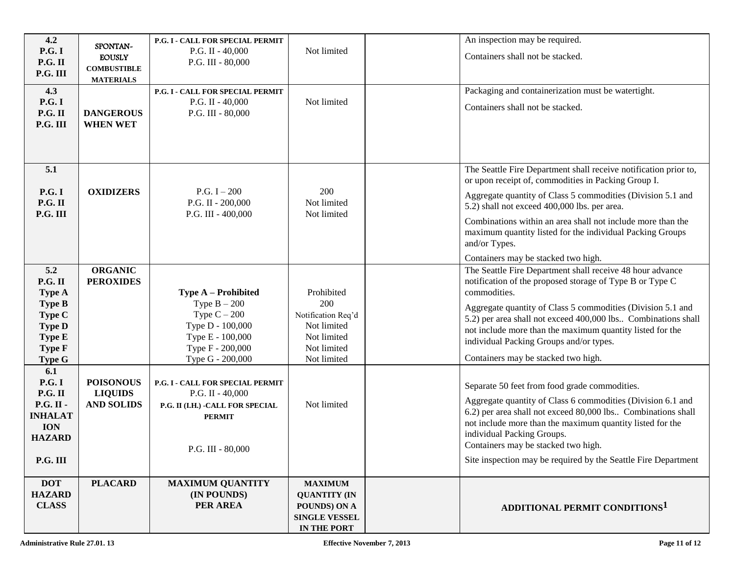| DOT HAZARD CLASS | PLACARD | MAXIMUM QUANTITY (IN POUNDS) PER AREA | MAXIMUM QUANTITY (IN POUNDS) ON A SINGLE VESSEL IN THE PORT | | ADDITIONAL PERMIT CONDITIONS[1] |
|---|---|---|---|---|---|
| 4.2<br>P.G. I<br>P.G. II<br>P.G. III | SPONTAN-EOUSLY COMBUSTIBLE MATERIALS | P.G. I - CALL FOR SPECIAL PERMIT<br>P.G. II - 40,000<br>P.G. III - 80,000 | Not limited | | An inspection may be required.<br>Containers shall not be stacked. |
| 4.3<br>P.G. I<br>P.G. II<br>P.G. III | DANGEROUS WHEN WET | P.G. I - CALL FOR SPECIAL PERMIT<br>P.G. II - 40,000<br>P.G. III - 80,000 | Not limited | | Packaging and containerization must be watertight.<br>Containers shall not be stacked. |
| 5.1<br>P.G. I<br>P.G. II<br>P.G. III | OXIDIZERS | P.G. I – 200<br>P.G. II - 200,000<br>P.G. III - 400,000 | 200<br>Not limited<br>Not limited | | The Seattle Fire Department shall receive notification prior to, or upon receipt of, commodities in Packing Group I.<br>Aggregate quantity of Class 5 commodities (Division 5.1 and 5.2) shall not exceed 400,000 lbs. per area.<br>Combinations within an area shall not include more than the maximum quantity listed for the individual Packing Groups and/or Types.<br>Containers may be stacked two high. |
| 5.2<br>P.G. II<br>Type A<br>Type B<br>Type C<br>Type D<br>Type E<br>Type F<br>Type G | ORGANIC PEROXIDES | Type A – Prohibited<br>Type B – 200<br>Type C – 200<br>Type D - 100,000<br>Type E - 100,000<br>Type F - 200,000<br>Type G - 200,000 | Prohibited<br>200<br>Notification Req'd<br>Not limited<br>Not limited<br>Not limited<br>Not limited | | The Seattle Fire Department shall receive 48 hour advance notification of the proposed storage of Type B or Type C commodities.<br>Aggregate quantity of Class 5 commodities (Division 5.1 and 5.2) per area shall not exceed 400,000 lbs.. Combinations shall not include more than the maximum quantity listed for the individual Packing Groups and/or types.<br>Containers may be stacked two high. |
| 6.1<br>P.G. I<br>P.G. II<br>P.G. II - INHALATION HAZARD<br>P.G. III | POISONOUS LIQUIDS AND SOLIDS | P.G. I - CALL FOR SPECIAL PERMIT<br>P.G. II - 40,000<br>P.G. II (I.H.) -CALL FOR SPECIAL PERMIT<br>P.G. III - 80,000 | Not limited | | Separate 50 feet from food grade commodities.<br>Aggregate quantity of Class 6 commodities (Division 6.1 and 6.2) per area shall not exceed 80,000 lbs.. Combinations shall not include more than the maximum quantity listed for the individual Packing Groups.<br>Containers may be stacked two high.<br>Site inspection may be required by the Seattle Fire Department |

Administrative Rule 27.01. 13 — Effective November 7, 2013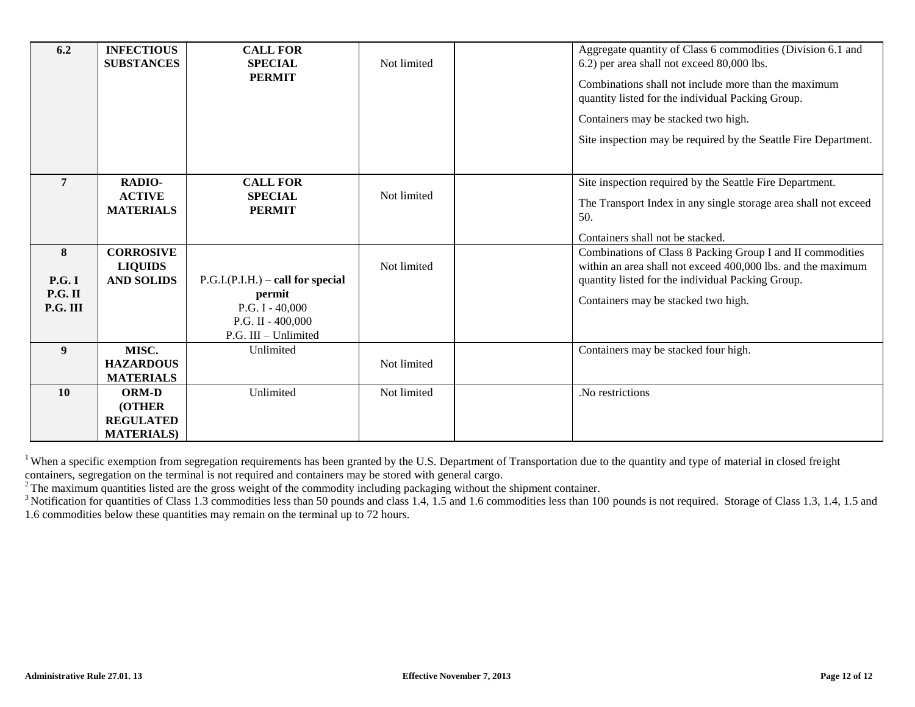| | | | | | |
|---|---|---|---|---|---|
| **6.2** | **INFECTIOUS SUBSTANCES** | **CALL FOR SPECIAL PERMIT** | Not limited | | Aggregate quantity of Class 6 commodities (Division 6.1 and 6.2) per area shall not exceed 80,000 lbs.<br><br>Combinations shall not include more than the maximum quantity listed for the individual Packing Group.<br><br>Containers may be stacked two high.<br><br>Site inspection may be required by the Seattle Fire Department. |
| **7** | **RADIO-ACTIVE MATERIALS** | **CALL FOR SPECIAL PERMIT** | Not limited | | Site inspection required by the Seattle Fire Department.<br><br>The Transport Index in any single storage area shall not exceed 50.<br><br>Containers shall not be stacked. |
| **8**<br><br>**P.G. I**<br>**P.G. II**<br>**P.G. III** | **CORROSIVE LIQUIDS AND SOLIDS** | P.G.I.(P.I.H.) – **call for special permit**<br>P.G. I - 40,000<br>P.G. II - 400,000<br>P.G. III – Unlimited | Not limited | | Combinations of Class 8 Packing Group I and II commodities within an area shall not exceed 400,000 lbs. and the maximum quantity listed for the individual Packing Group.<br><br>Containers may be stacked two high. |
| **9** | **MISC. HAZARDOUS MATERIALS** | Unlimited | Not limited | | Containers may be stacked four high. |
| **10** | **ORM-D (OTHER REGULATED MATERIALS)** | Unlimited | Not limited | | .No restrictions |

[1] When a specific exemption from segregation requirements has been granted by the U.S. Department of Transportation due to the quantity and type of material in closed freight containers, segregation on the terminal is not required and containers may be stored with general cargo.

[2] The maximum quantities listed are the gross weight of the commodity including packaging without the shipment container.

[3] Notification for quantities of Class 1.3 commodities less than 50 pounds and class 1.4, 1.5 and 1.6 commodities less than 100 pounds is not required. Storage of Class 1.3, 1.4, 1.5 and 1.6 commodities below these quantities may remain on the terminal up to 72 hours.